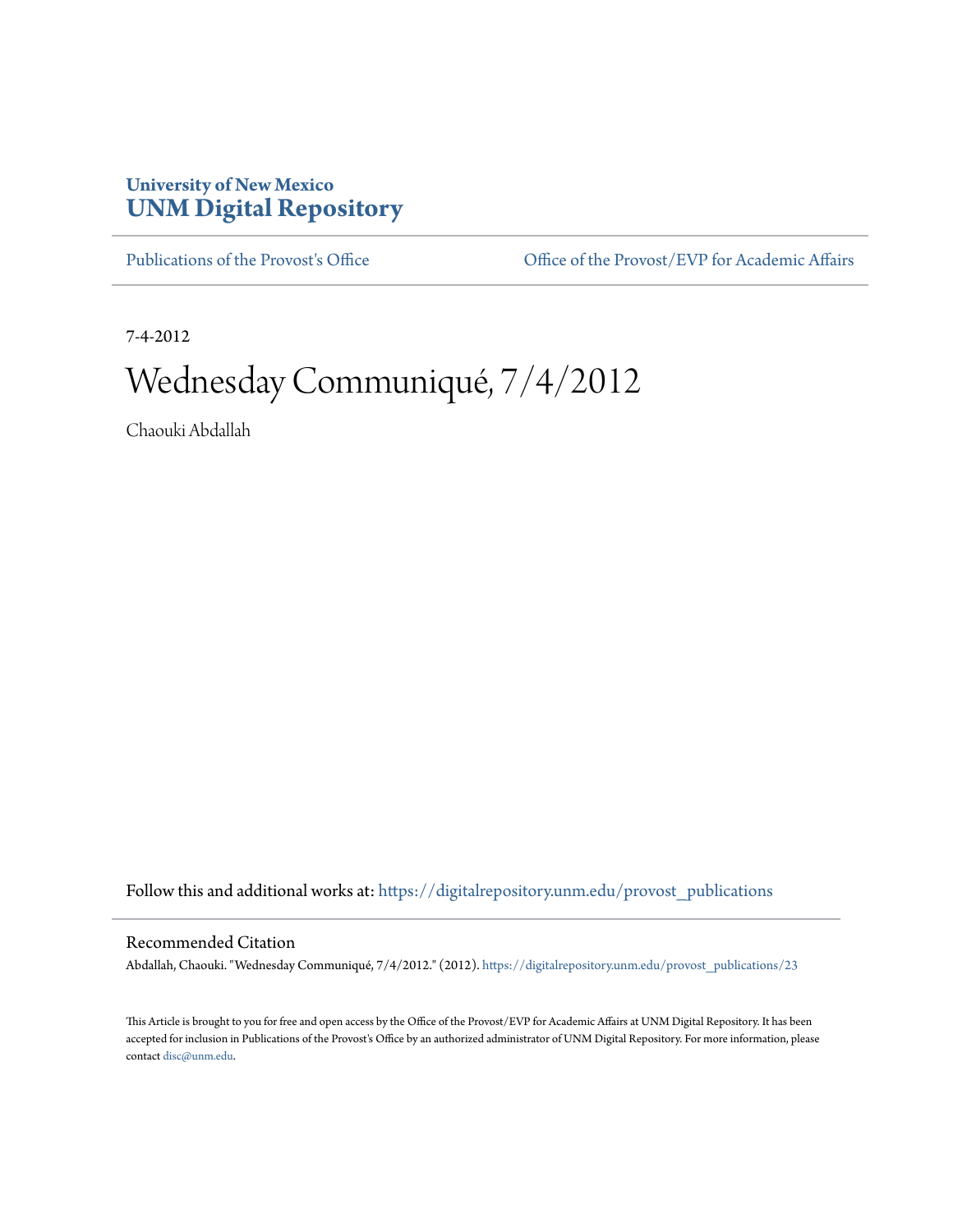University of New Mexico
**UNM Digital Repository**

Publications of the Provost's Office

Office of the Provost/EVP for Academic Affairs

7-4-2012

# Wednesday Communiqué, 7/4/2012

Chaouki Abdallah

Follow this and additional works at: https://digitalrepository.unm.edu/provost_publications

## Recommended Citation

Abdallah, Chaouki. "Wednesday Communiqué, 7/4/2012." (2012). https://digitalrepository.unm.edu/provost_publications/23

This Article is brought to you for free and open access by the Office of the Provost/EVP for Academic Affairs at UNM Digital Repository. It has been accepted for inclusion in Publications of the Provost's Office by an authorized administrator of UNM Digital Repository. For more information, please contact disc@unm.edu.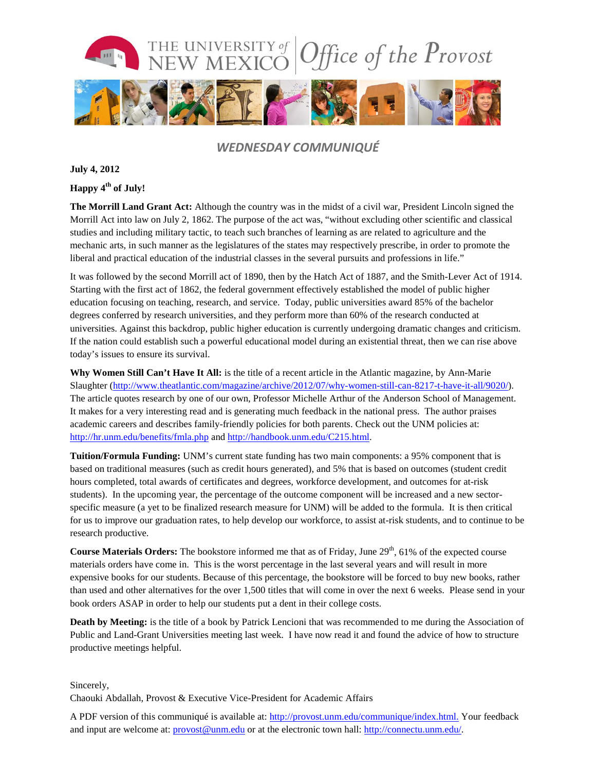THE UNIVERSITY of NEW MEXICO | Office of the Provost

## *WEDNESDAY COMMUNIQUÉ*

**July 4, 2012**

**Happy 4th of July!**

**The Morrill Land Grant Act:** Although the country was in the midst of a civil war, President Lincoln signed the Morrill Act into law on July 2, 1862. The purpose of the act was, "without excluding other scientific and classical studies and including military tactic, to teach such branches of learning as are related to agriculture and the mechanic arts, in such manner as the legislatures of the states may respectively prescribe, in order to promote the liberal and practical education of the industrial classes in the several pursuits and professions in life."

It was followed by the second Morrill act of 1890, then by the Hatch Act of 1887, and the Smith-Lever Act of 1914. Starting with the first act of 1862, the federal government effectively established the model of public higher education focusing on teaching, research, and service. Today, public universities award 85% of the bachelor degrees conferred by research universities, and they perform more than 60% of the research conducted at universities. Against this backdrop, public higher education is currently undergoing dramatic changes and criticism. If the nation could establish such a powerful educational model during an existential threat, then we can rise above today's issues to ensure its survival.

**Why Women Still Can't Have It All:** is the title of a recent article in the Atlantic magazine, by Ann-Marie Slaughter (http://www.theatlantic.com/magazine/archive/2012/07/why-women-still-can-8217-t-have-it-all/9020/). The article quotes research by one of our own, Professor Michelle Arthur of the Anderson School of Management. It makes for a very interesting read and is generating much feedback in the national press. The author praises academic careers and describes family-friendly policies for both parents. Check out the UNM policies at: http://hr.unm.edu/benefits/fmla.php and http://handbook.unm.edu/C215.html.

**Tuition/Formula Funding:** UNM's current state funding has two main components: a 95% component that is based on traditional measures (such as credit hours generated), and 5% that is based on outcomes (student credit hours completed, total awards of certificates and degrees, workforce development, and outcomes for at-risk students). In the upcoming year, the percentage of the outcome component will be increased and a new sector-specific measure (a yet to be finalized research measure for UNM) will be added to the formula. It is then critical for us to improve our graduation rates, to help develop our workforce, to assist at-risk students, and to continue to be research productive.

**Course Materials Orders:** The bookstore informed me that as of Friday, June 29th, 61% of the expected course materials orders have come in. This is the worst percentage in the last several years and will result in more expensive books for our students. Because of this percentage, the bookstore will be forced to buy new books, rather than used and other alternatives for the over 1,500 titles that will come in over the next 6 weeks. Please send in your book orders ASAP in order to help our students put a dent in their college costs.

**Death by Meeting:** is the title of a book by Patrick Lencioni that was recommended to me during the Association of Public and Land-Grant Universities meeting last week. I have now read it and found the advice of how to structure productive meetings helpful.

Sincerely,
Chaouki Abdallah, Provost & Executive Vice-President for Academic Affairs

A PDF version of this communiqué is available at: http://provost.unm.edu/communique/index.html. Your feedback and input are welcome at: provost@unm.edu or at the electronic town hall: http://connectu.unm.edu/.